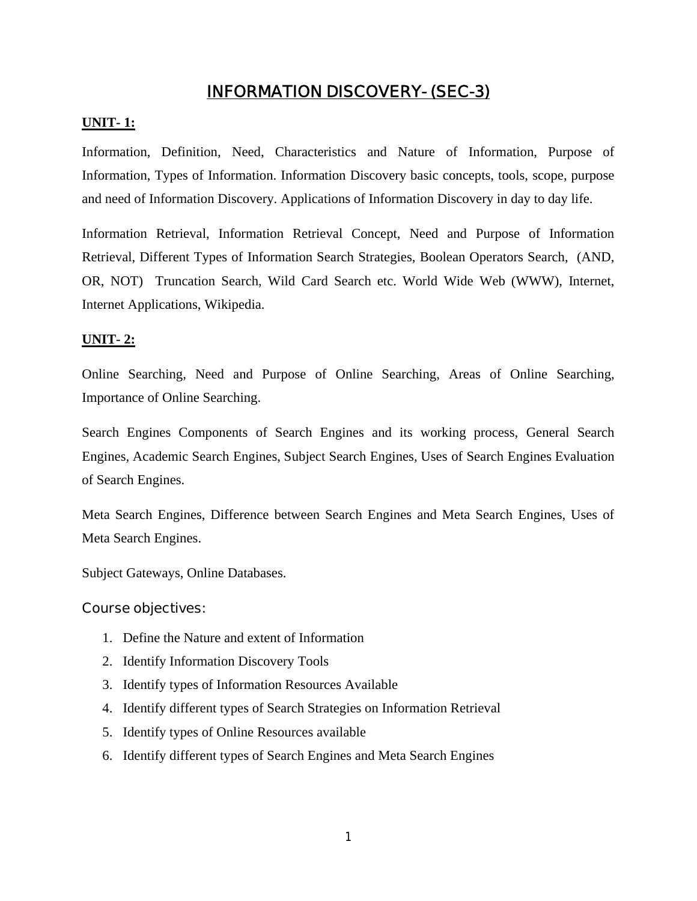# INFORMATION DISCOVERY- (SEC-3)

**UNIT- 1:**

Information, Definition, Need, Characteristics and Nature of Information, Purpose of Information, Types of Information. Information Discovery basic concepts, tools, scope, purpose and need of Information Discovery. Applications of Information Discovery in day to day life.

Information Retrieval, Information Retrieval Concept, Need and Purpose of Information Retrieval, Different Types of Information Search Strategies, Boolean Operators Search, (AND, OR, NOT) Truncation Search, Wild Card Search etc. World Wide Web (WWW), Internet, Internet Applications, Wikipedia.

**UNIT- 2:**

Online Searching, Need and Purpose of Online Searching, Areas of Online Searching, Importance of Online Searching.

Search Engines Components of Search Engines and its working process, General Search Engines, Academic Search Engines, Subject Search Engines, Uses of Search Engines Evaluation of Search Engines.

Meta Search Engines, Difference between Search Engines and Meta Search Engines, Uses of Meta Search Engines.

Subject Gateways, Online Databases.

### Course objectives:

1. Define the Nature and extent of Information
2. Identify Information Discovery Tools
3. Identify types of Information Resources Available
4. Identify different types of Search Strategies on Information Retrieval
5. Identify types of Online Resources available
6. Identify different types of Search Engines and Meta Search Engines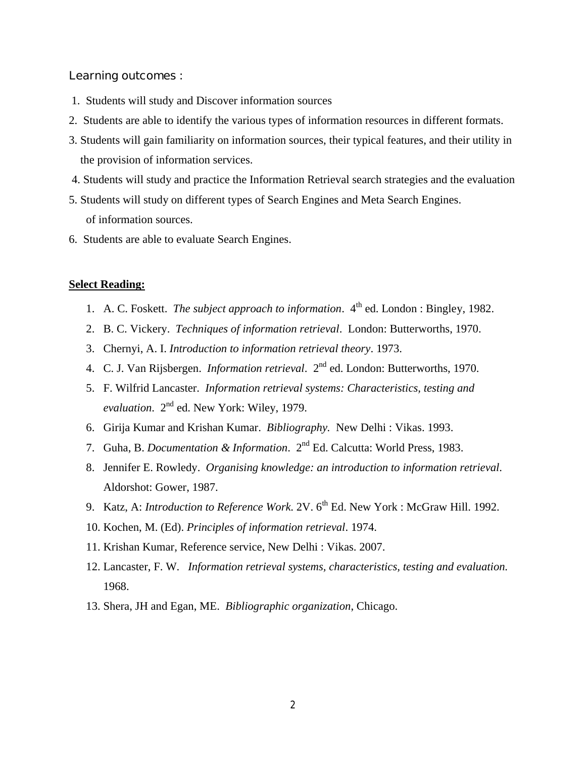Learning outcomes :

1. Students will study and Discover information sources
2. Students are able to identify the various types of information resources in different formats.
3. Students will gain familiarity on information sources, their typical features, and their utility in the provision of information services.
4. Students will study and practice the Information Retrieval search strategies and the evaluation
5. Students will study on different types of Search Engines and Meta Search Engines.
   of information sources.
6. Students are able to evaluate Search Engines.

**Select Reading:**

1. A. C. Foskett. *The subject approach to information*. 4th ed. London : Bingley, 1982.
2. B. C. Vickery. *Techniques of information retrieval*. London: Butterworths, 1970.
3. Chernyi, A. I. *Introduction to information retrieval theory*. 1973.
4. C. J. Van Rijsbergen. *Information retrieval*. 2nd ed. London: Butterworths, 1970.
5. F. Wilfrid Lancaster. *Information retrieval systems: Characteristics, testing and evaluation*. 2nd ed. New York: Wiley, 1979.
6. Girija Kumar and Krishan Kumar. *Bibliography.* New Delhi : Vikas. 1993.
7. Guha, B. *Documentation & Information*. 2nd Ed. Calcutta: World Press, 1983.
8. Jennifer E. Rowledy. *Organising knowledge: an introduction to information retrieval*. Aldorshot: Gower, 1987.
9. Katz, A: *Introduction to Reference Work.* 2V. 6th Ed. New York : McGraw Hill. 1992.
10. Kochen, M. (Ed). *Principles of information retrieval*. 1974.
11. Krishan Kumar, Reference service, New Delhi : Vikas. 2007.
12. Lancaster, F. W. *Information retrieval systems, characteristics, testing and evaluation.* 1968.
13. Shera, JH and Egan, ME. *Bibliographic organization*, Chicago.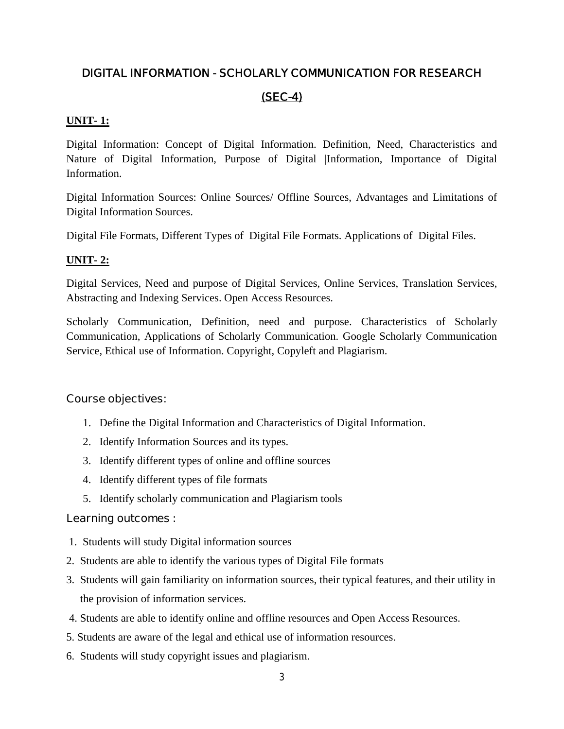## DIGITAL INFORMATION - SCHOLARLY COMMUNICATION FOR RESEARCH

## (SEC-4)

**UNIT- 1:**

Digital Information: Concept of Digital Information. Definition, Need, Characteristics and Nature of Digital Information, Purpose of Digital |Information, Importance of Digital Information.

Digital Information Sources: Online Sources/ Offline Sources, Advantages and Limitations of Digital Information Sources.

Digital File Formats, Different Types of Digital File Formats. Applications of Digital Files.

**UNIT- 2:**

Digital Services, Need and purpose of Digital Services, Online Services, Translation Services, Abstracting and Indexing Services. Open Access Resources.

Scholarly Communication, Definition, need and purpose. Characteristics of Scholarly Communication, Applications of Scholarly Communication. Google Scholarly Communication Service, Ethical use of Information. Copyright, Copyleft and Plagiarism.

### Course objectives:

1. Define the Digital Information and Characteristics of Digital Information.
2. Identify Information Sources and its types.
3. Identify different types of online and offline sources
4. Identify different types of file formats
5. Identify scholarly communication and Plagiarism tools

### Learning outcomes :

1. Students will study Digital information sources
2. Students are able to identify the various types of Digital File formats
3. Students will gain familiarity on information sources, their typical features, and their utility in the provision of information services.
4. Students are able to identify online and offline resources and Open Access Resources.
5. Students are aware of the legal and ethical use of information resources.
6. Students will study copyright issues and plagiarism.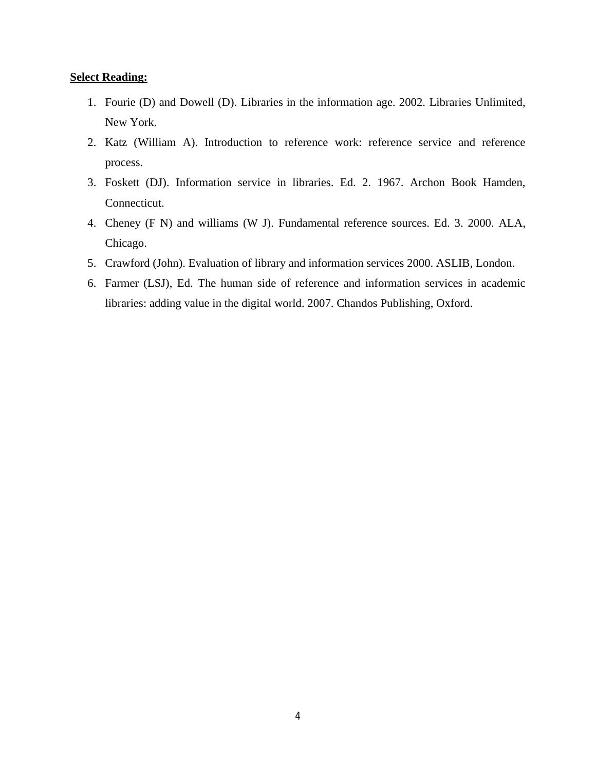**Select Reading:**

1. Fourie (D) and Dowell (D). Libraries in the information age. 2002. Libraries Unlimited, New York.
2. Katz (William A). Introduction to reference work: reference service and reference process.
3. Foskett (DJ). Information service in libraries. Ed. 2. 1967. Archon Book Hamden, Connecticut.
4. Cheney (F N) and williams (W J). Fundamental reference sources. Ed. 3. 2000. ALA, Chicago.
5. Crawford (John). Evaluation of library and information services 2000. ASLIB, London.
6. Farmer (LSJ), Ed. The human side of reference and information services in academic libraries: adding value in the digital world. 2007. Chandos Publishing, Oxford.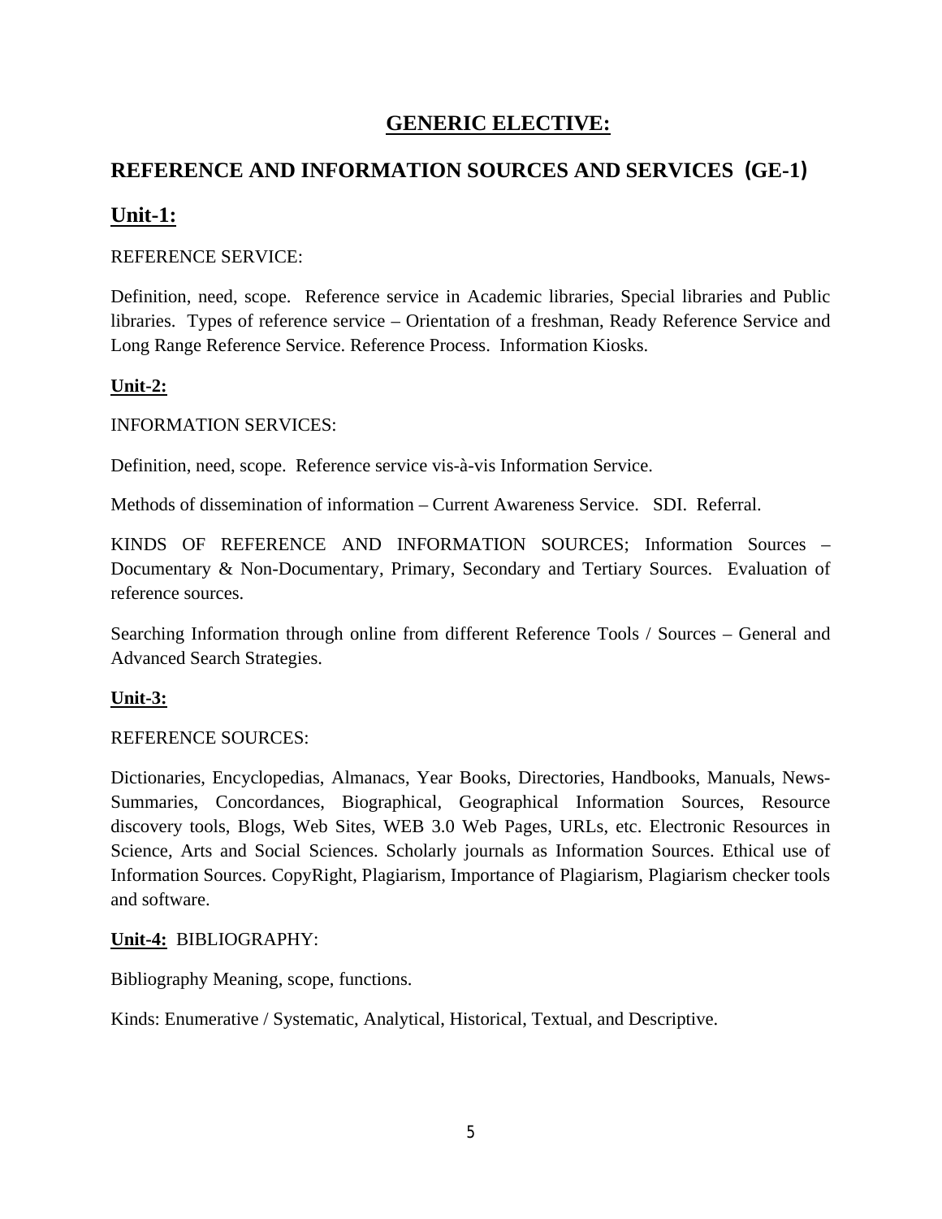## GENERIC ELECTIVE:

## REFERENCE AND INFORMATION SOURCES AND SERVICES (GE-1)

## Unit-1:

REFERENCE SERVICE:

Definition, need, scope. Reference service in Academic libraries, Special libraries and Public libraries. Types of reference service – Orientation of a freshman, Ready Reference Service and Long Range Reference Service. Reference Process. Information Kiosks.

### Unit-2:

INFORMATION SERVICES:

Definition, need, scope. Reference service vis-à-vis Information Service.

Methods of dissemination of information – Current Awareness Service. SDI. Referral.

KINDS OF REFERENCE AND INFORMATION SOURCES; Information Sources – Documentary & Non-Documentary, Primary, Secondary and Tertiary Sources. Evaluation of reference sources.

Searching Information through online from different Reference Tools / Sources – General and Advanced Search Strategies.

### Unit-3:

REFERENCE SOURCES:

Dictionaries, Encyclopedias, Almanacs, Year Books, Directories, Handbooks, Manuals, News-Summaries, Concordances, Biographical, Geographical Information Sources, Resource discovery tools, Blogs, Web Sites, WEB 3.0 Web Pages, URLs, etc. Electronic Resources in Science, Arts and Social Sciences. Scholarly journals as Information Sources. Ethical use of Information Sources. CopyRight, Plagiarism, Importance of Plagiarism, Plagiarism checker tools and software.

**Unit-4:** BIBLIOGRAPHY:

Bibliography Meaning, scope, functions.

Kinds: Enumerative / Systematic, Analytical, Historical, Textual, and Descriptive.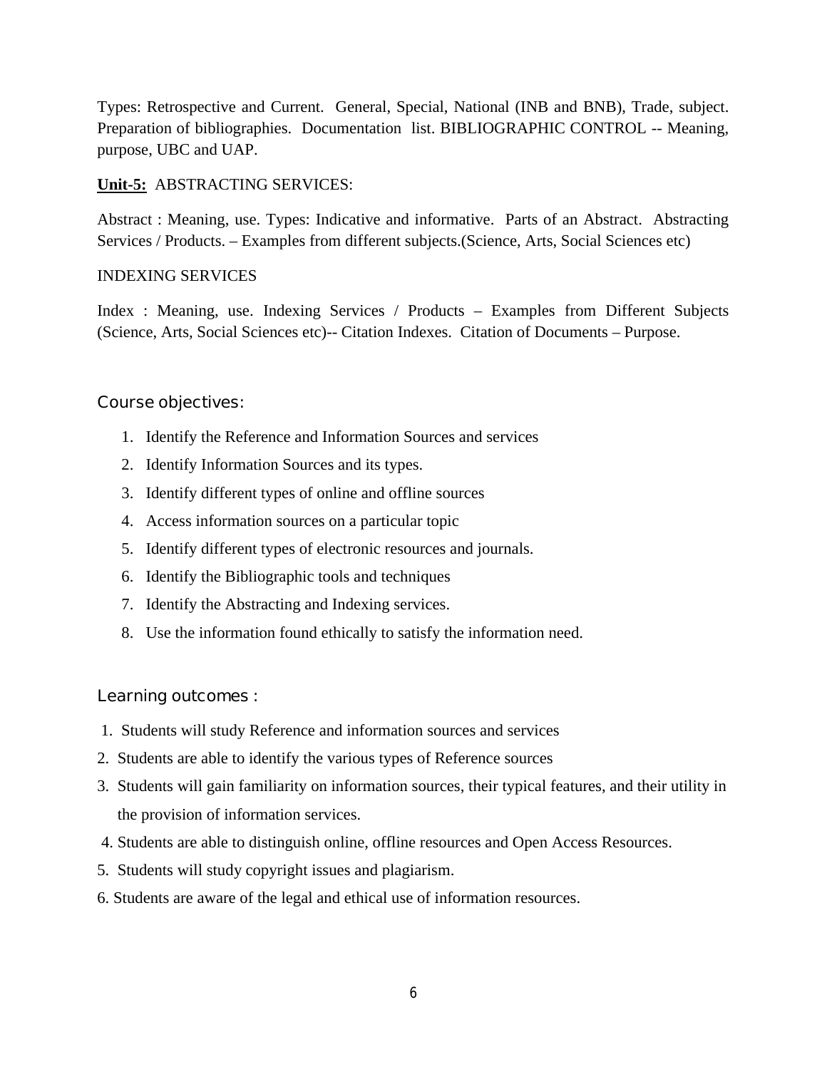Types: Retrospective and Current. General, Special, National (INB and BNB), Trade, subject. Preparation of bibliographies. Documentation list. BIBLIOGRAPHIC CONTROL -- Meaning, purpose, UBC and UAP.

**Unit-5:** ABSTRACTING SERVICES:

Abstract : Meaning, use. Types: Indicative and informative. Parts of an Abstract. Abstracting Services / Products. – Examples from different subjects.(Science, Arts, Social Sciences etc)

INDEXING SERVICES

Index : Meaning, use. Indexing Services / Products – Examples from Different Subjects (Science, Arts, Social Sciences etc)-- Citation Indexes. Citation of Documents – Purpose.

## Course objectives:

1. Identify the Reference and Information Sources and services
2. Identify Information Sources and its types.
3. Identify different types of online and offline sources
4. Access information sources on a particular topic
5. Identify different types of electronic resources and journals.
6. Identify the Bibliographic tools and techniques
7. Identify the Abstracting and Indexing services.
8. Use the information found ethically to satisfy the information need.

## Learning outcomes :

1. Students will study Reference and information sources and services
2. Students are able to identify the various types of Reference sources
3. Students will gain familiarity on information sources, their typical features, and their utility in the provision of information services.
4. Students are able to distinguish online, offline resources and Open Access Resources.
5. Students will study copyright issues and plagiarism.
6. Students are aware of the legal and ethical use of information resources.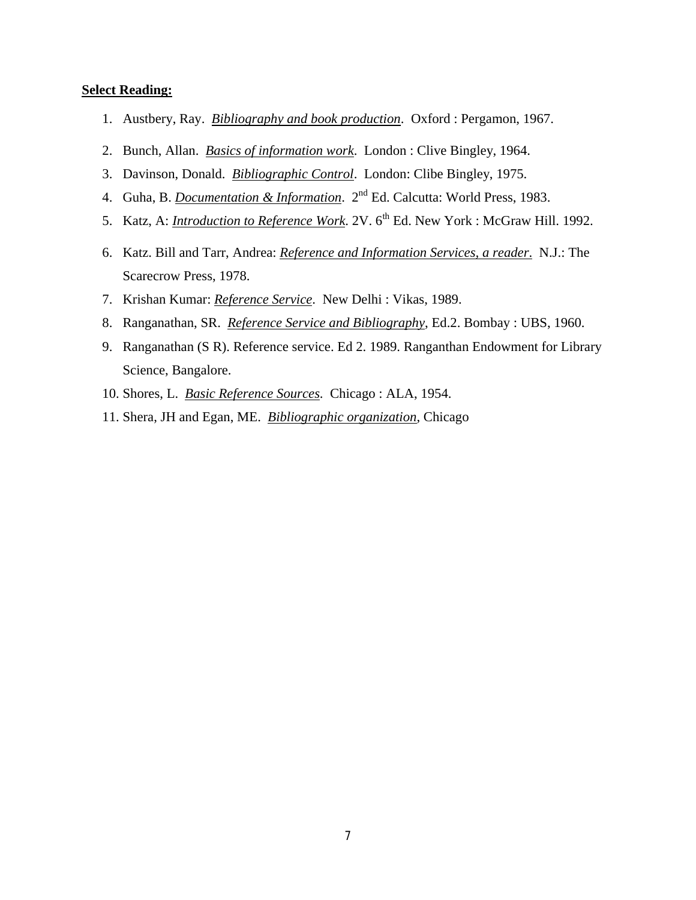**Select Reading:**

1. Austbery, Ray. *Bibliography and book production*. Oxford : Pergamon, 1967.
2. Bunch, Allan. *Basics of information work*. London : Clive Bingley, 1964.
3. Davinson, Donald. *Bibliographic Control*. London: Clibe Bingley, 1975.
4. Guha, B. ***Documentation & Information***. 2nd Ed. Calcutta: World Press, 1983.
5. Katz, A: ***Introduction to Reference Work.*** 2V. 6th Ed. New York : McGraw Hill. 1992.
6. Katz. Bill and Tarr, Andrea: ***Reference and Information Services, a reader.*** N.J.: The Scarecrow Press, 1978.
7. Krishan Kumar: ***Reference Service***. New Delhi : Vikas, 1989.
8. Ranganathan, SR. *Reference Service and Bibliography*, Ed.2. Bombay : UBS, 1960.
9. Ranganathan (S R). Reference service. Ed 2. 1989. Ranganthan Endowment for Library Science, Bangalore.
10. Shores, L. *Basic Reference Sources*. Chicago : ALA, 1954.
11. Shera, JH and Egan, ME. *Bibliographic organization*, Chicago